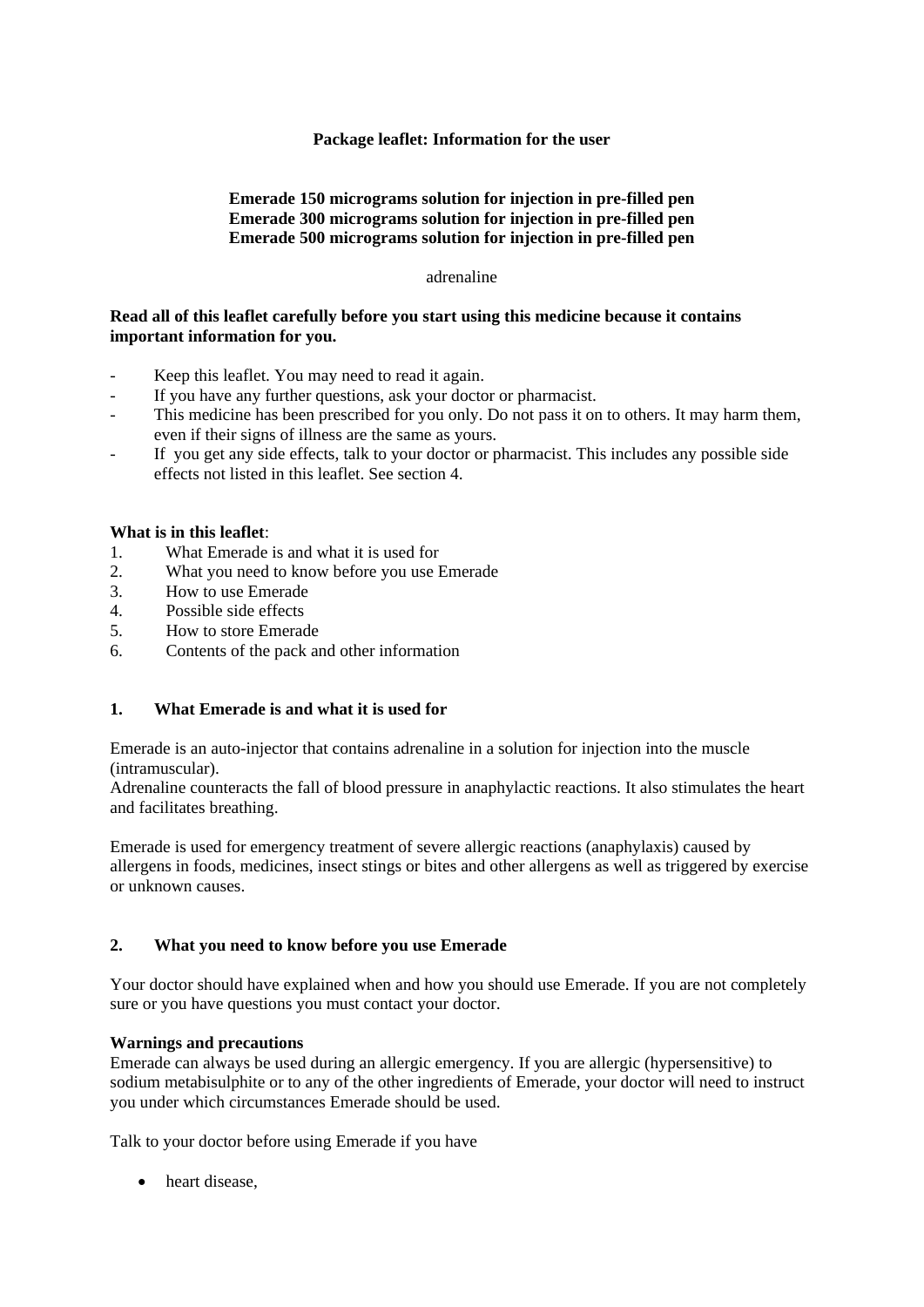**Package leaflet: Information for the user**

**Emerade 150 micrograms solution for injection in pre-filled pen**
**Emerade 300 micrograms solution for injection in pre-filled pen**
**Emerade 500 micrograms solution for injection in pre-filled pen**

adrenaline

**Read all of this leaflet carefully before you start using this medicine because it contains important information for you.**

- Keep this leaflet. You may need to read it again.
- If you have any further questions, ask your doctor or pharmacist.
- This medicine has been prescribed for you only. Do not pass it on to others. It may harm them, even if their signs of illness are the same as yours.
- If you get any side effects, talk to your doctor or pharmacist. This includes any possible side effects not listed in this leaflet. See section 4.

**What is in this leaflet**:

1. What Emerade is and what it is used for
2. What you need to know before you use Emerade
3. How to use Emerade
4. Possible side effects
5. How to store Emerade
6. Contents of the pack and other information

## 1. What Emerade is and what it is used for

Emerade is an auto-injector that contains adrenaline in a solution for injection into the muscle (intramuscular).
Adrenaline counteracts the fall of blood pressure in anaphylactic reactions. It also stimulates the heart and facilitates breathing.

Emerade is used for emergency treatment of severe allergic reactions (anaphylaxis) caused by allergens in foods, medicines, insect stings or bites and other allergens as well as triggered by exercise or unknown causes.

## 2. What you need to know before you use Emerade

Your doctor should have explained when and how you should use Emerade. If you are not completely sure or you have questions you must contact your doctor.

**Warnings and precautions**
Emerade can always be used during an allergic emergency. If you are allergic (hypersensitive) to sodium metabisulphite or to any of the other ingredients of Emerade, your doctor will need to instruct you under which circumstances Emerade should be used.

Talk to your doctor before using Emerade if you have

- heart disease,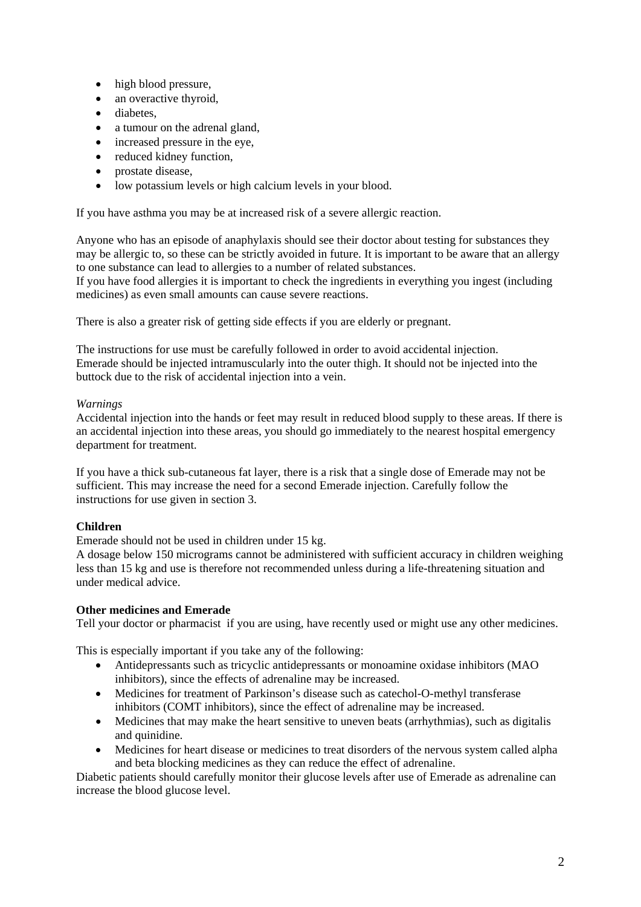- high blood pressure,
- an overactive thyroid,
- diabetes,
- a tumour on the adrenal gland,
- increased pressure in the eye,
- reduced kidney function,
- prostate disease,
- low potassium levels or high calcium levels in your blood.

If you have asthma you may be at increased risk of a severe allergic reaction.

Anyone who has an episode of anaphylaxis should see their doctor about testing for substances they may be allergic to, so these can be strictly avoided in future. It is important to be aware that an allergy to one substance can lead to allergies to a number of related substances.
If you have food allergies it is important to check the ingredients in everything you ingest (including medicines) as even small amounts can cause severe reactions.

There is also a greater risk of getting side effects if you are elderly or pregnant.

The instructions for use must be carefully followed in order to avoid accidental injection.
Emerade should be injected intramuscularly into the outer thigh. It should not be injected into the buttock due to the risk of accidental injection into a vein.

*Warnings*
Accidental injection into the hands or feet may result in reduced blood supply to these areas. If there is an accidental injection into these areas, you should go immediately to the nearest hospital emergency department for treatment.

If you have a thick sub-cutaneous fat layer, there is a risk that a single dose of Emerade may not be sufficient. This may increase the need for a second Emerade injection. Carefully follow the instructions for use given in section 3.

**Children**
Emerade should not be used in children under 15 kg.
A dosage below 150 micrograms cannot be administered with sufficient accuracy in children weighing less than 15 kg and use is therefore not recommended unless during a life-threatening situation and under medical advice.

**Other medicines and Emerade**
Tell your doctor or pharmacist if you are using, have recently used or might use any other medicines.

This is especially important if you take any of the following:

- Antidepressants such as tricyclic antidepressants or monoamine oxidase inhibitors (MAO inhibitors), since the effects of adrenaline may be increased.
- Medicines for treatment of Parkinson's disease such as catechol-O-methyl transferase inhibitors (COMT inhibitors), since the effect of adrenaline may be increased.
- Medicines that may make the heart sensitive to uneven beats (arrhythmias), such as digitalis and quinidine.
- Medicines for heart disease or medicines to treat disorders of the nervous system called alpha and beta blocking medicines as they can reduce the effect of adrenaline.

Diabetic patients should carefully monitor their glucose levels after use of Emerade as adrenaline can increase the blood glucose level.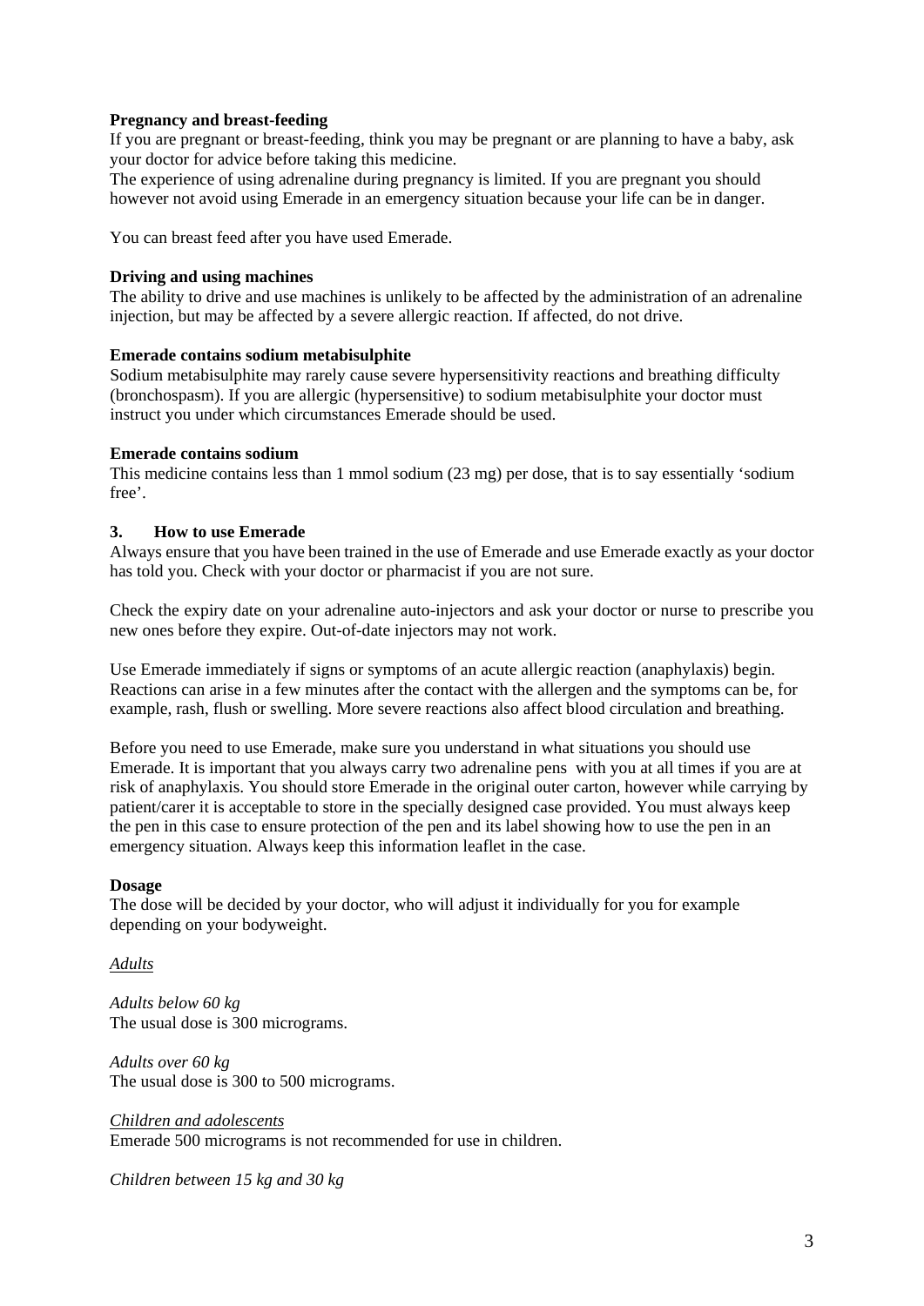**Pregnancy and breast-feeding**

If you are pregnant or breast-feeding, think you may be pregnant or are planning to have a baby, ask your doctor for advice before taking this medicine.

The experience of using adrenaline during pregnancy is limited. If you are pregnant you should however not avoid using Emerade in an emergency situation because your life can be in danger.

You can breast feed after you have used Emerade.

**Driving and using machines**

The ability to drive and use machines is unlikely to be affected by the administration of an adrenaline injection, but may be affected by a severe allergic reaction. If affected, do not drive.

**Emerade contains sodium metabisulphite**

Sodium metabisulphite may rarely cause severe hypersensitivity reactions and breathing difficulty (bronchospasm). If you are allergic (hypersensitive) to sodium metabisulphite your doctor must instruct you under which circumstances Emerade should be used.

**Emerade contains sodium**

This medicine contains less than 1 mmol sodium (23 mg) per dose, that is to say essentially 'sodium free'.

## 3. How to use Emerade

Always ensure that you have been trained in the use of Emerade and use Emerade exactly as your doctor has told you. Check with your doctor or pharmacist if you are not sure.

Check the expiry date on your adrenaline auto-injectors and ask your doctor or nurse to prescribe you new ones before they expire. Out-of-date injectors may not work.

Use Emerade immediately if signs or symptoms of an acute allergic reaction (anaphylaxis) begin. Reactions can arise in a few minutes after the contact with the allergen and the symptoms can be, for example, rash, flush or swelling. More severe reactions also affect blood circulation and breathing.

Before you need to use Emerade, make sure you understand in what situations you should use Emerade. It is important that you always carry two adrenaline pens with you at all times if you are at risk of anaphylaxis. You should store Emerade in the original outer carton, however while carrying by patient/carer it is acceptable to store in the specially designed case provided. You must always keep the pen in this case to ensure protection of the pen and its label showing how to use the pen in an emergency situation. Always keep this information leaflet in the case.

**Dosage**

The dose will be decided by your doctor, who will adjust it individually for you for example depending on your bodyweight.

*Adults*

*Adults below 60 kg*
The usual dose is 300 micrograms.

*Adults over 60 kg*
The usual dose is 300 to 500 micrograms.

*Children and adolescents*
Emerade 500 micrograms is not recommended for use in children.

*Children between 15 kg and 30 kg*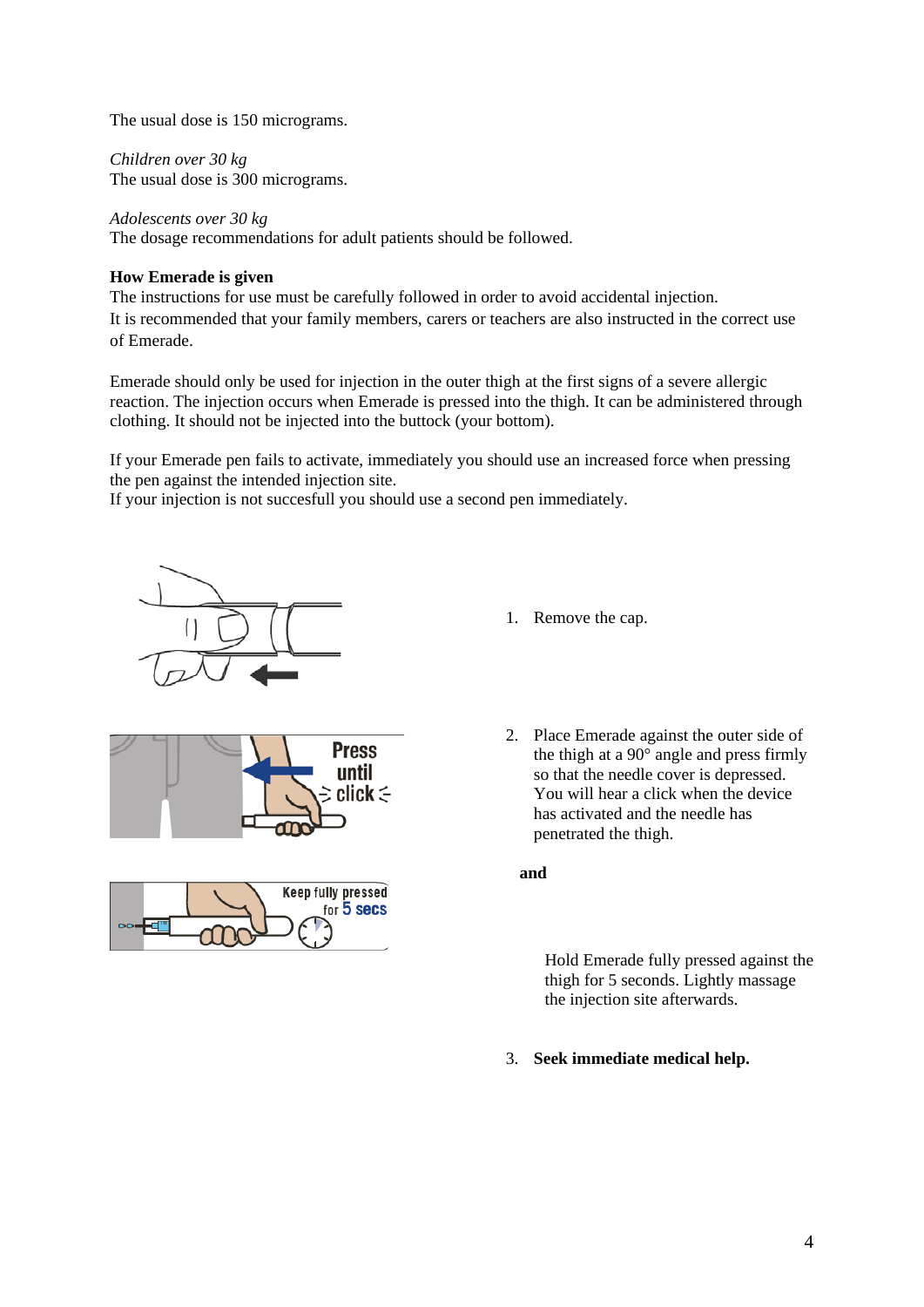The usual dose is 150 micrograms.

*Children over 30 kg*
The usual dose is 300 micrograms.

*Adolescents over 30 kg*
The dosage recommendations for adult patients should be followed.

**How Emerade is given**
The instructions for use must be carefully followed in order to avoid accidental injection.
It is recommended that your family members, carers or teachers are also instructed in the correct use of Emerade.

Emerade should only be used for injection in the outer thigh at the first signs of a severe allergic reaction. The injection occurs when Emerade is pressed into the thigh. It can be administered through clothing. It should not be injected into the buttock (your bottom).

If your Emerade pen fails to activate, immediately you should use an increased force when pressing the pen against the intended injection site.
If your injection is not succesfull you should use a second pen immediately.

1. Remove the cap.

2. Place Emerade against the outer side of the thigh at a 90° angle and press firmly so that the needle cover is depressed. You will hear a click when the device has activated and the needle has penetrated the thigh.

   **and**

   Hold Emerade fully pressed against the thigh for 5 seconds. Lightly massage the injection site afterwards.

3. **Seek immediate medical help.**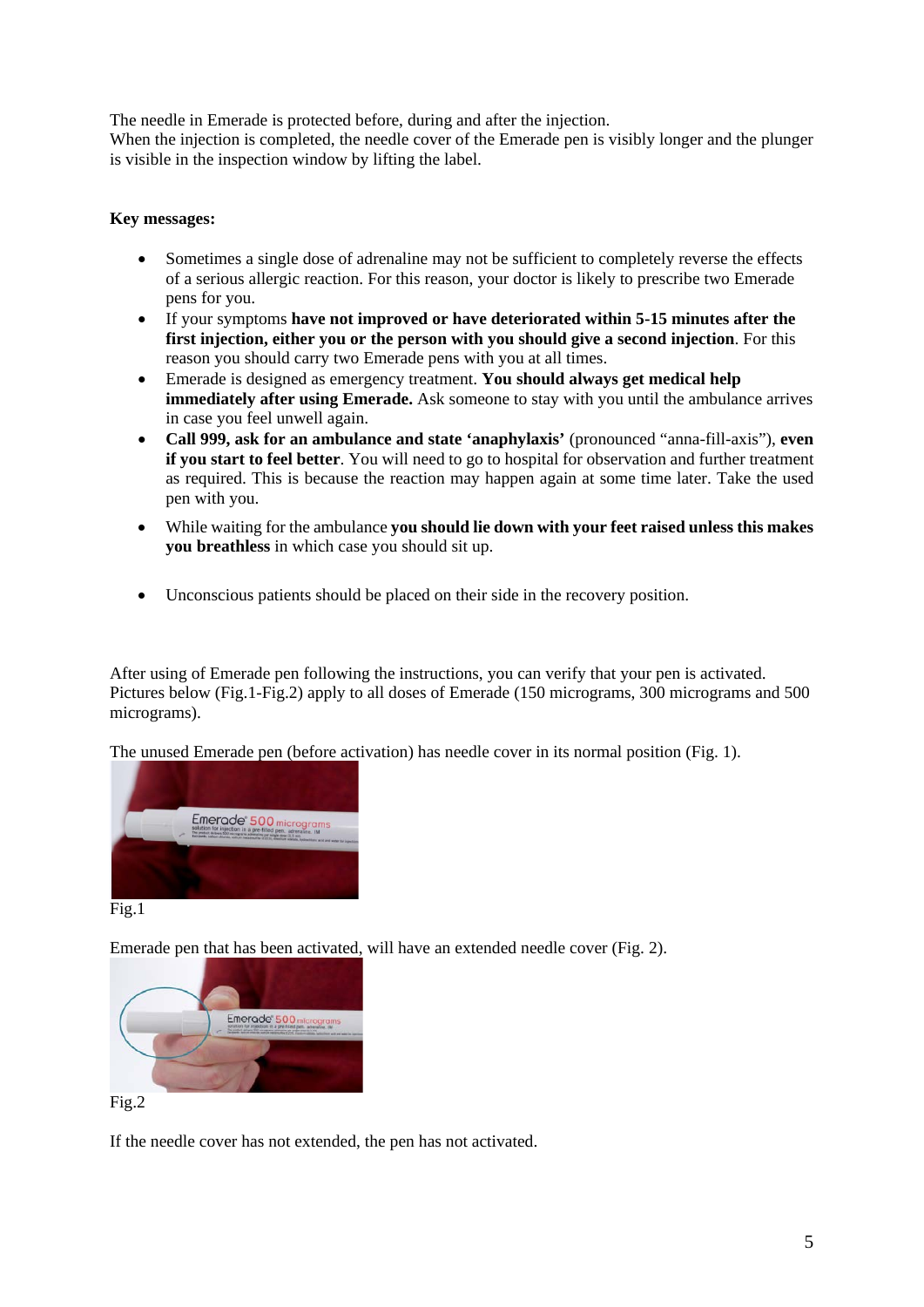The needle in Emerade is protected before, during and after the injection.
When the injection is completed, the needle cover of the Emerade pen is visibly longer and the plunger is visible in the inspection window by lifting the label.

**Key messages:**

- Sometimes a single dose of adrenaline may not be sufficient to completely reverse the effects of a serious allergic reaction. For this reason, your doctor is likely to prescribe two Emerade pens for you.
- If your symptoms **have not improved or have deteriorated within 5-15 minutes after the first injection, either you or the person with you should give a second injection**. For this reason you should carry two Emerade pens with you at all times.
- Emerade is designed as emergency treatment. **You should always get medical help immediately after using Emerade.** Ask someone to stay with you until the ambulance arrives in case you feel unwell again.
- **Call 999, ask for an ambulance and state 'anaphylaxis'** (pronounced "anna-fill-axis"), **even if you start to feel better**. You will need to go to hospital for observation and further treatment as required. This is because the reaction may happen again at some time later. Take the used pen with you.
- While waiting for the ambulance **you should lie down with your feet raised unless this makes you breathless** in which case you should sit up.
- Unconscious patients should be placed on their side in the recovery position.

After using of Emerade pen following the instructions, you can verify that your pen is activated. Pictures below (Fig.1-Fig.2) apply to all doses of Emerade (150 micrograms, 300 micrograms and 500 micrograms).

The unused Emerade pen (before activation) has needle cover in its normal position (Fig. 1).

Fig.1

Emerade pen that has been activated, will have an extended needle cover (Fig. 2).

Fig.2

If the needle cover has not extended, the pen has not activated.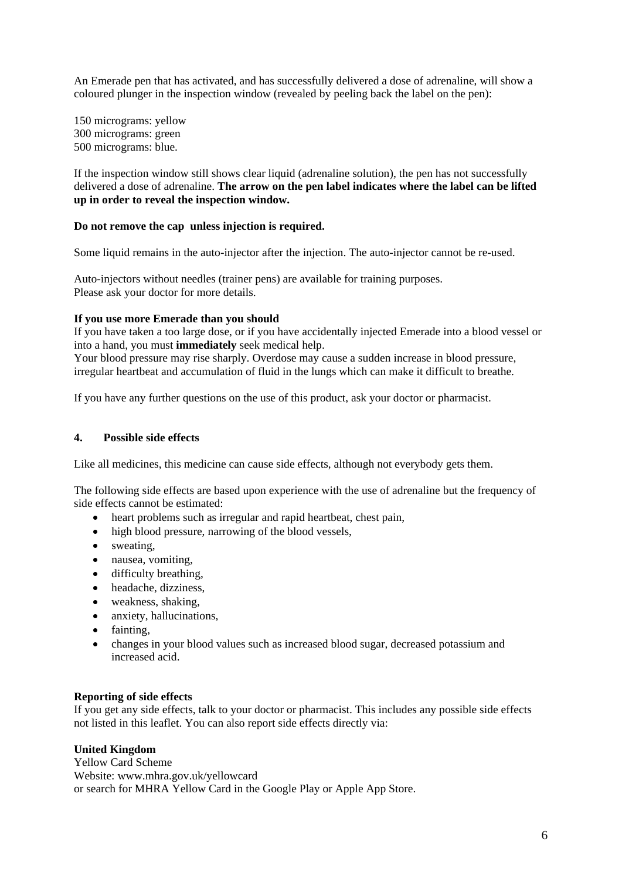An Emerade pen that has activated, and has successfully delivered a dose of adrenaline, will show a coloured plunger in the inspection window (revealed by peeling back the label on the pen):

150 micrograms: yellow
300 micrograms: green
500 micrograms: blue.

If the inspection window still shows clear liquid (adrenaline solution), the pen has not successfully delivered a dose of adrenaline. **The arrow on the pen label indicates where the label can be lifted up in order to reveal the inspection window.**

**Do not remove the cap unless injection is required.**

Some liquid remains in the auto-injector after the injection. The auto-injector cannot be re-used.

Auto-injectors without needles (trainer pens) are available for training purposes.
Please ask your doctor for more details.

**If you use more Emerade than you should**
If you have taken a too large dose, or if you have accidentally injected Emerade into a blood vessel or into a hand, you must **immediately** seek medical help.
Your blood pressure may rise sharply. Overdose may cause a sudden increase in blood pressure, irregular heartbeat and accumulation of fluid in the lungs which can make it difficult to breathe.

If you have any further questions on the use of this product, ask your doctor or pharmacist.

## 4. Possible side effects

Like all medicines, this medicine can cause side effects, although not everybody gets them.

The following side effects are based upon experience with the use of adrenaline but the frequency of side effects cannot be estimated:

- heart problems such as irregular and rapid heartbeat, chest pain,
- high blood pressure, narrowing of the blood vessels,
- sweating,
- nausea, vomiting,
- difficulty breathing,
- headache, dizziness,
- weakness, shaking,
- anxiety, hallucinations,
- fainting,
- changes in your blood values such as increased blood sugar, decreased potassium and increased acid.

**Reporting of side effects**
If you get any side effects, talk to your doctor or pharmacist. This includes any possible side effects not listed in this leaflet. You can also report side effects directly via:

**United Kingdom**
Yellow Card Scheme
Website: www.mhra.gov.uk/yellowcard
or search for MHRA Yellow Card in the Google Play or Apple App Store.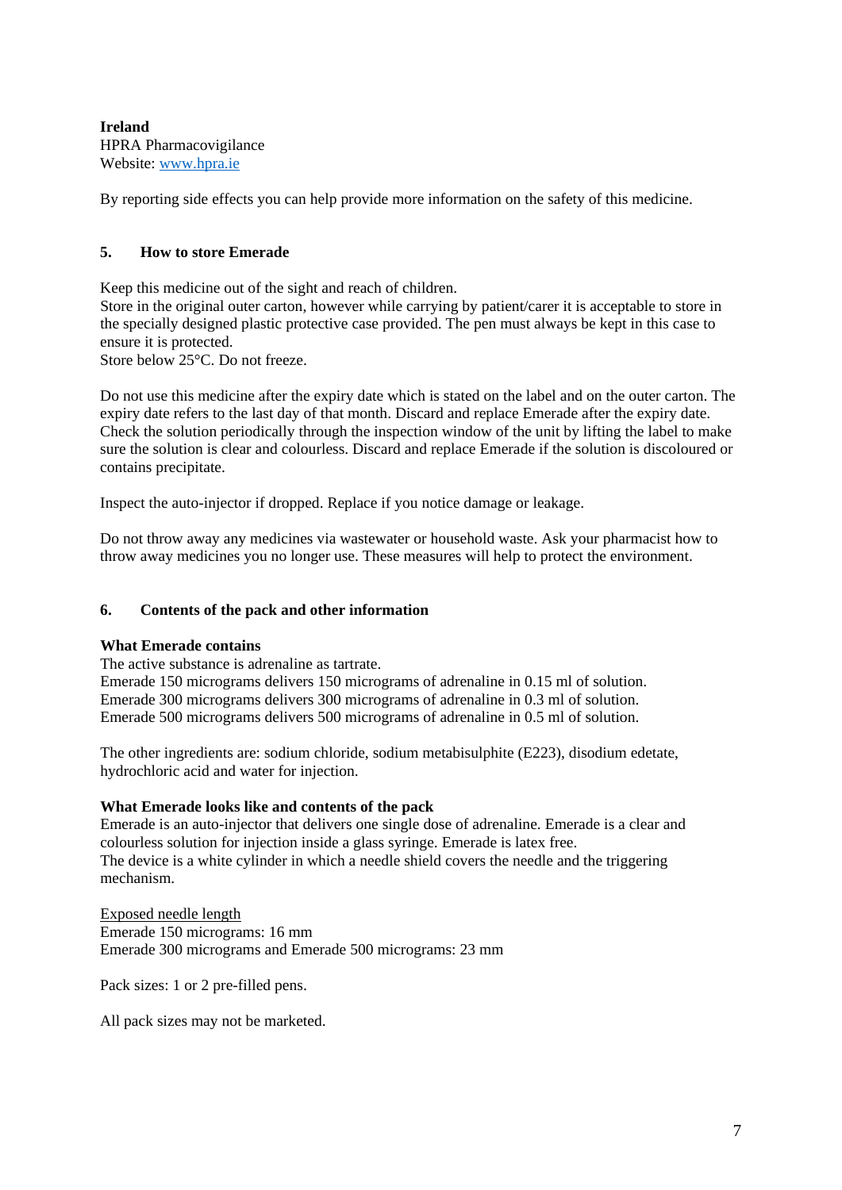**Ireland**
HPRA Pharmacovigilance
Website: [www.hpra.ie](http://www.hpra.ie)

By reporting side effects you can help provide more information on the safety of this medicine.

## 5. How to store Emerade

Keep this medicine out of the sight and reach of children.
Store in the original outer carton, however while carrying by patient/carer it is acceptable to store in the specially designed plastic protective case provided. The pen must always be kept in this case to ensure it is protected.
Store below 25°C. Do not freeze.

Do not use this medicine after the expiry date which is stated on the label and on the outer carton. The expiry date refers to the last day of that month. Discard and replace Emerade after the expiry date. Check the solution periodically through the inspection window of the unit by lifting the label to make sure the solution is clear and colourless. Discard and replace Emerade if the solution is discoloured or contains precipitate.

Inspect the auto-injector if dropped. Replace if you notice damage or leakage.

Do not throw away any medicines via wastewater or household waste. Ask your pharmacist how to throw away medicines you no longer use. These measures will help to protect the environment.

## 6. Contents of the pack and other information

**What Emerade contains**
The active substance is adrenaline as tartrate.
Emerade 150 micrograms delivers 150 micrograms of adrenaline in 0.15 ml of solution.
Emerade 300 micrograms delivers 300 micrograms of adrenaline in 0.3 ml of solution.
Emerade 500 micrograms delivers 500 micrograms of adrenaline in 0.5 ml of solution.

The other ingredients are: sodium chloride, sodium metabisulphite (E223), disodium edetate, hydrochloric acid and water for injection.

**What Emerade looks like and contents of the pack**
Emerade is an auto-injector that delivers one single dose of adrenaline. Emerade is a clear and colourless solution for injection inside a glass syringe. Emerade is latex free.
The device is a white cylinder in which a needle shield covers the needle and the triggering mechanism.

<u>Exposed needle length</u>
Emerade 150 micrograms: 16 mm
Emerade 300 micrograms and Emerade 500 micrograms: 23 mm

Pack sizes: 1 or 2 pre-filled pens.

All pack sizes may not be marketed.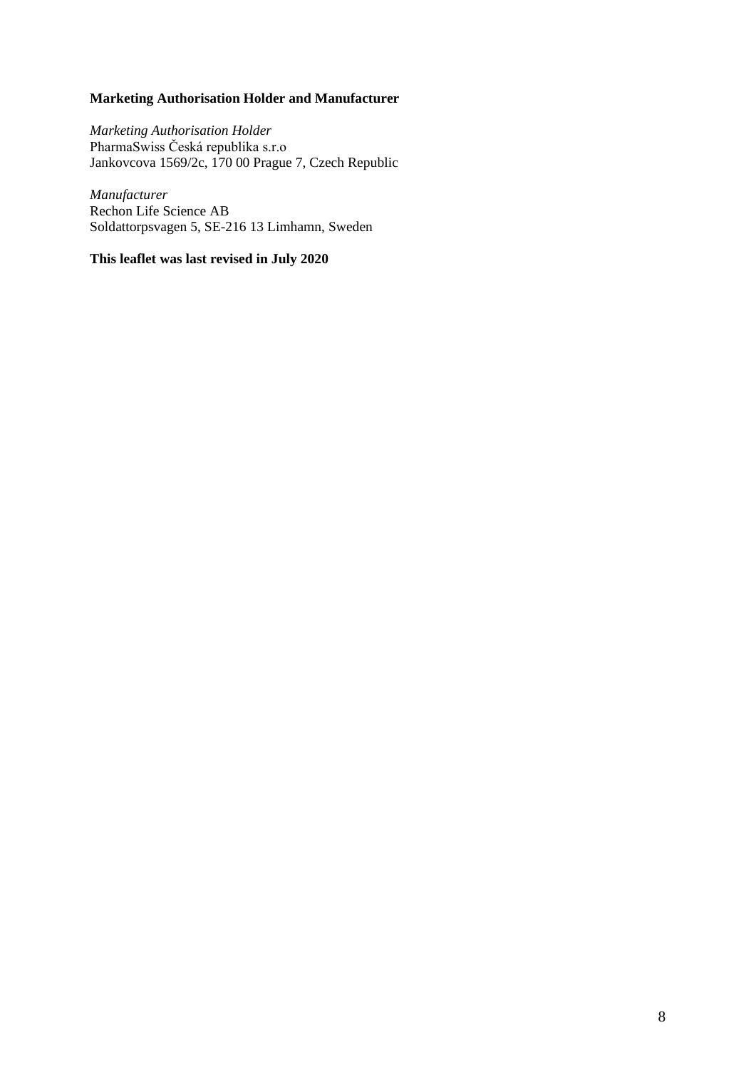**Marketing Authorisation Holder and Manufacturer**

*Marketing Authorisation Holder*
PharmaSwiss Česká republika s.r.o
Jankovcova 1569/2c, 170 00 Prague 7, Czech Republic

*Manufacturer*
Rechon Life Science AB
Soldattorpsvagen 5, SE-216 13 Limhamn, Sweden

**This leaflet was last revised in July 2020**